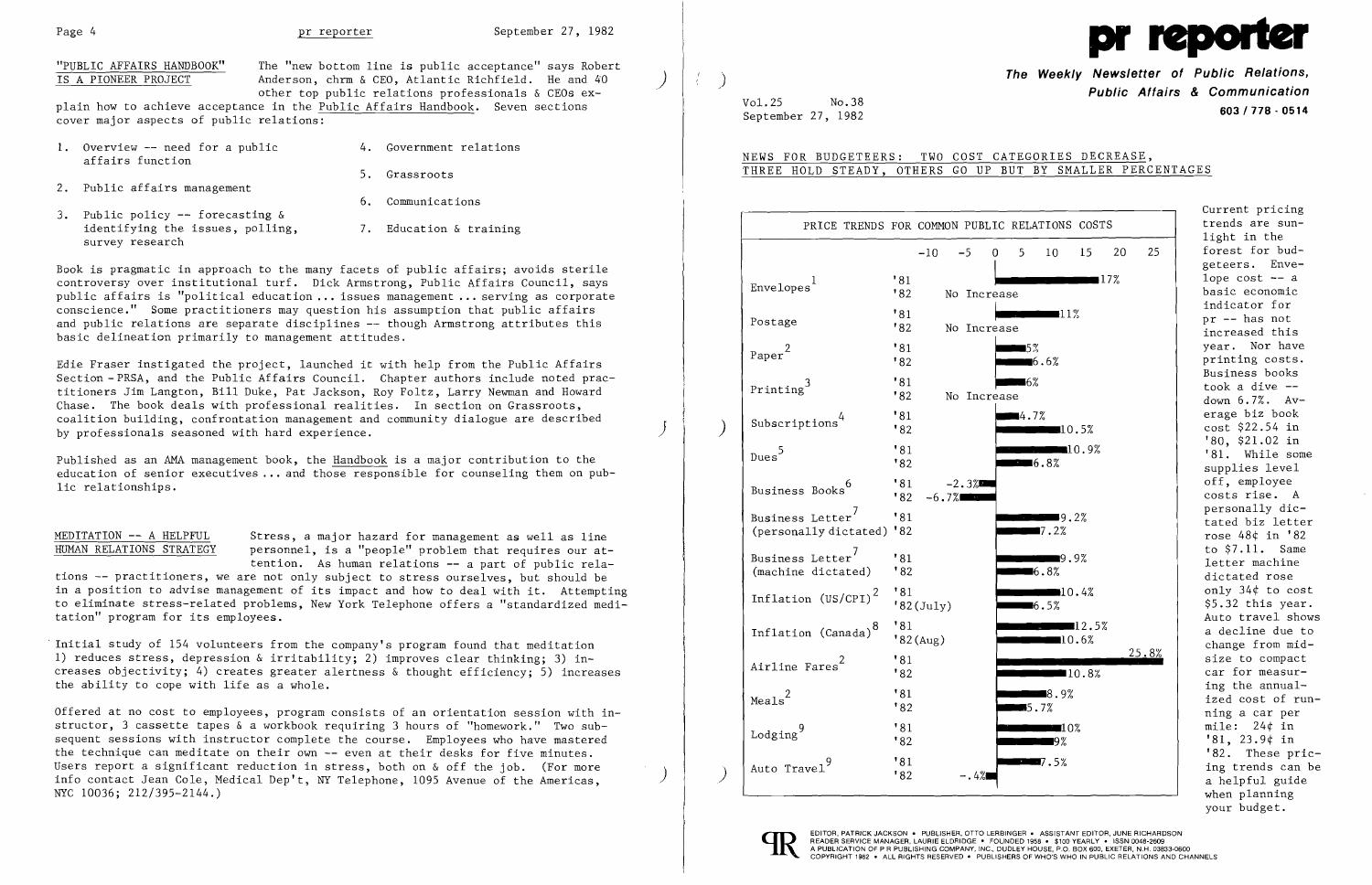"PUBLIC AFFAIRS HANDBOOK" IS A PIONEER PROJECT

The "new bottom line is public acceptance" says Robert Anderson, chrm & CEO, Atlantic Richfield. He and 40 other top public relations professionals & CEOs explain how to achieve acceptance in the Public Affairs Handbook. Seven sections cover major aspects of public relations:

1. Overview -- need for a public affairs function
2. Public affairs management
3. Public policy -- forecasting & identifying the issues, polling, survey research
4. Government relations
5. Grassroots
6. Communications
7. Education & training

Book is pragmatic in approach to the many facets of public affairs; avoids sterile controversy over institutional turf. Dick Armstrong, Public Affairs Council, says public affairs is "political education ... issues management ... serving as corporate conscience." Some practitioners may question his assumption that public affairs and public relations are separate disciplines -- though Armstrong attributes this basic delineation primarily to management attitudes.

Edie Fraser instigated the project, launched it with help from the Public Affairs Section - PRSA, and the Public Affairs Council. Chapter authors include noted practitioners Jim Langton, Bill Duke, Pat Jackson, Roy Foltz, Larry Newman and Howard Chase. The book deals with professional realities. In section on Grassroots, coalition building, confrontation management and community dialogue are described by professionals seasoned with hard experience.

Published as an AMA management book, the Handbook is a major contribution to the education of senior executives ... and those responsible for counseling them on public relationships.

MEDITATION -- A HELPFUL HUMAN RELATIONS STRATEGY

Stress, a major hazard for management as well as line personnel, is a "people" problem that requires our attention. As human relations -- a part of public relations -- practitioners, we are not only subject to stress ourselves, but should be in a position to advise management of its impact and how to deal with it. Attempting to eliminate stress-related problems, New York Telephone offers a "standardized meditation" program for its employees.

Initial study of 154 volunteers from the company's program found that meditation 1) reduces stress, depression & irritability; 2) improves clear thinking; 3) increases objectivity; 4) creates greater alertness & thought efficiency; 5) increases the ability to cope with life as a whole.

Offered at no cost to employees, program consists of an orientation session with instructor, 3 cassette tapes & a workbook requiring 3 hours of "homework." Two subsequent sessions with instructor complete the course. Employees who have mastered the technique can meditate on their own -- even at their desks for five minutes. Users report a significant reduction in stress, both on & off the job. (For more info contact Jean Cole, Medical Dep't, NY Telephone, 1095 Avenue of the Americas, NYC 10036; 212/395-2144.)

# pr reporter

**The Weekly Newsletter of Public Relations, Public Affairs & Communication**

603 / 778 - 0514

Vol.25 No.38
September 27, 1982

## NEWS FOR BUDGETEERS: TWO COST CATEGORIES DECREASE, THREE HOLD STEADY, OTHERS GO UP BUT BY SMALLER PERCENTAGES

PRICE TRENDS FOR COMMON PUBLIC RELATIONS COSTS

| Item | Year | Change |
|---|---|---|
| Envelopes[1] | '81 | 17% |
| | '82 | No Increase |
| Postage | '81 | 11% |
| | '82 | No Increase |
| Paper[2] | '81 | 5% |
| | '82 | 6.6% |
| Printing[3] | '81 | 6% |
| | '82 | No Increase |
| Subscriptions[4] | '81 | 4.7% |
| | '82 | 10.5% |
| Dues[5] | '81 | 10.9% |
| | '82 | 6.8% |
| Business Books[6] | '81 | -2.3% |
| | '82 | -6.7% |
| Business Letter[7] (personally dictated) | '81 | 9.2% |
| | '82 | 7.2% |
| Business Letter[7] (machine dictated) | '81 | 9.9% |
| | '82 | 6.8% |
| Inflation (US/CPI)[2] | '81 | 10.4% |
| | '82 (July) | 6.5% |
| Inflation (Canada)[8] | '81 | 12.5% |
| | '82 (Aug) | 10.6% |
| Airline Fares[2] | '81 | 25.8% |
| | '82 | 10.8% |
| Meals[2] | '81 | 8.9% |
| | '82 | 5.7% |
| Lodging[9] | '81 | 10% |
| | '82 | 9% |
| Auto Travel[9] | '81 | 7.5% |
| | '82 | -.4% |

Current pricing trends are sunlight in the forest for budgeteers. Envelope cost -- a basic economic indicator for pr -- has not increased this year. Nor have printing costs. Business books took a dive -- down 6.7%. Average biz book cost $22.54 in '80, $21.02 in '81. While some supplies level off, employee costs rise. A personally dictated biz letter rose 48¢ in '82 to $7.11. Same letter machine dictated rose only 34¢ to cost $5.32 this year. Auto travel shows a decline due to change from mid-size to compact car for measuring the annualized cost of running a car per mile: 24¢ in '81, 23.9¢ in '82. These pricing trends can be a helpful guide when planning your budget.

EDITOR, PATRICK JACKSON • PUBLISHER, OTTO LERBINGER • ASSISTANT EDITOR, JUNE RICHARDSON
READER SERVICE MANAGER, LAURIE ELDRIDGE • FOUNDED 1958 • $100 YEARLY • ISSN 0048-2609
A PUBLICATION OF P R PUBLISHING COMPANY, INC., DUDLEY HOUSE, P.O. BOX 600, EXETER, N.H. 03833-0600
COPYRIGHT 1982 • ALL RIGHTS RESERVED • PUBLISHERS OF WHO'S WHO IN PUBLIC RELATIONS AND CHANNELS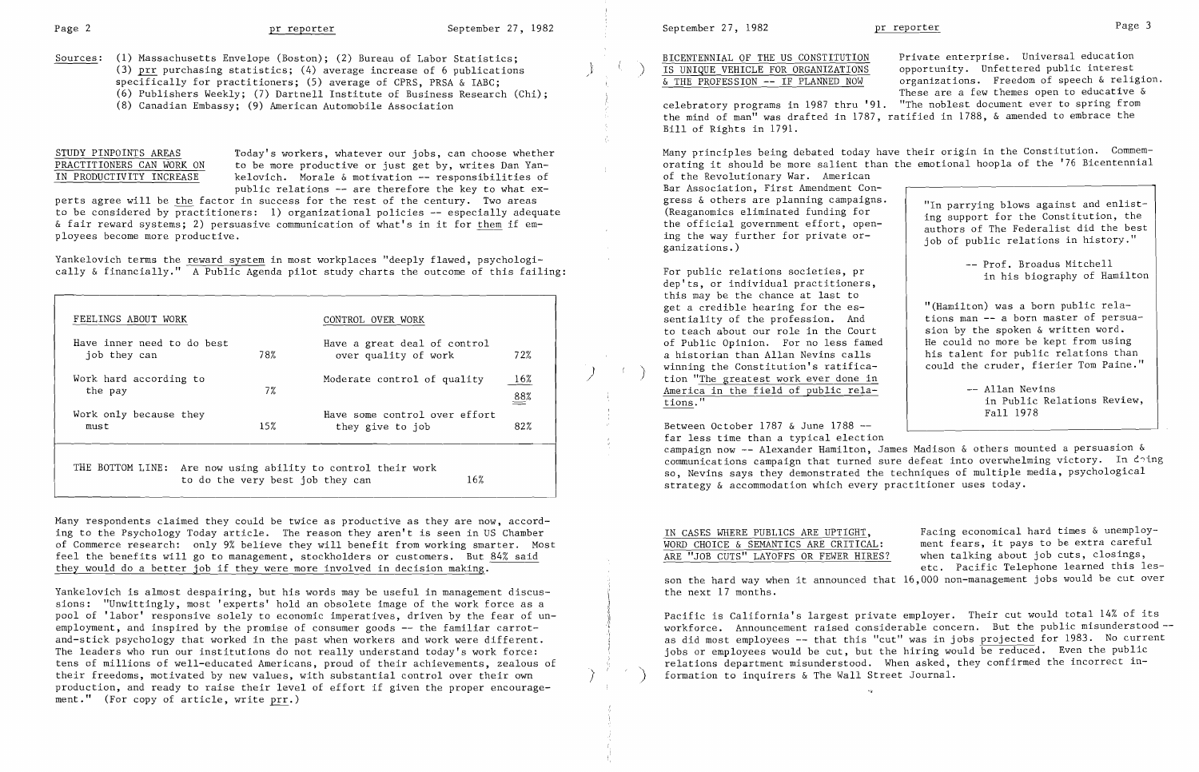Sources: (1) Massachusetts Envelope (Boston); (2) Bureau of Labor Statistics; (3) prr purchasing statistics; (4) average increase of 6 publications specifically for practitioners; (5) average of CPRS, PRSA & IABC; (6) Publishers Weekly; (7) Dartnell Institute of Business Research (Chi); (8) Canadian Embassy; (9) American Automobile Association

## STUDY PINPOINTS AREAS PRACTITIONERS CAN WORK ON IN PRODUCTIVITY INCREASE

Today's workers, whatever our jobs, can choose whether to be more productive or just get by, writes Dan Yankelovich. Morale & motivation -- responsibilities of public relations -- are therefore the key to what experts agree will be the factor in success for the rest of the century. Two areas to be considered by practitioners: 1) organizational policies -- especially adequate & fair reward systems; 2) persuasive communication of what's in it for them if employees become more productive.

Yankelovich terms the reward system in most workplaces "deeply flawed, psychologically & financially." A Public Agenda pilot study charts the outcome of this failing:

| FEELINGS ABOUT WORK | | CONTROL OVER WORK | |
|---|---|---|---|
| Have inner need to do best job they can | 78% | Have a great deal of control over quality of work | 72% |
| Work hard according to the pay | 7% | Moderate control of quality | 16% |
| | | | 88% |
| Work only because they must | 15% | Have some control over effort they give to job | 82% |

THE BOTTOM LINE: Are now using ability to control their work to do the very best job they can 16%

Many respondents claimed they could be twice as productive as they are now, according to the Psychology Today article. The reason they aren't is seen in US Chamber of Commerce research: only 9% believe they will benefit from working smarter. Most feel the benefits will go to management, stockholders or customers. But 84% said they would do a better job if they were more involved in decision making.

Yankelovich is almost despairing, but his words may be useful in management discussions: "Unwittingly, most 'experts' hold an obsolete image of the work force as a pool of 'labor' responsive solely to economic imperatives, driven by the fear of unemployment, and inspired by the promise of consumer goods -- the familiar carrot-and-stick psychology that worked in the past when workers and work were different. The leaders who run our institutions do not really understand today's work force: tens of millions of well-educated Americans, proud of their achievements, zealous of their freedoms, motivated by new values, with substantial control over their own production, and ready to raise their level of effort if given the proper encouragement." (For copy of article, write prr.)

## BICENTENNIAL OF THE US CONSTITUTION IS UNIQUE VEHICLE FOR ORGANIZATIONS & THE PROFESSION -- IF PLANNED NOW

Private enterprise. Universal education opportunity. Unfettered public interest organizations. Freedom of speech & religion. These are a few themes open to educative & celebratory programs in 1987 thru '91. "The noblest document ever to spring from the mind of man" was drafted in 1787, ratified in 1788, & amended to embrace the Bill of Rights in 1791.

Many principles being debated today have their origin in the Constitution. Commemorating it should be more salient than the emotional hoopla of the '76 Bicentennial of the Revolutionary War. American Bar Association, First Amendment Congress & others are planning campaigns. (Reaganomics eliminated funding for the official government effort, opening the way further for private organizations.)

For public relations societies, pr dep'ts, or individual practitioners, this may be the chance at last to get a credible hearing for the essentiality of the profession. And to teach about our role in the Court of Public Opinion. For no less famed a historian than Allan Nevins calls winning the Constitution's ratification "The greatest work ever done in America in the field of public relations."

> "In parrying blows against and enlisting support for the Constitution, the authors of The Federalist did the best job of public relations in history."
>
> -- Prof. Broadus Mitchell in his biography of Hamilton
>
> "(Hamilton) was a born public relations man -- a born master of persuasion by the spoken & written word. He could no more be kept from using his talent for public relations than could the cruder, fierier Tom Paine."
>
> -- Allan Nevins in Public Relations Review, Fall 1978

Between October 1787 & June 1788 -- far less time than a typical election campaign now -- Alexander Hamilton, James Madison & others mounted a persuasion & communications campaign that turned sure defeat into overwhelming victory. In doing so, Nevins says they demonstrated the techniques of multiple media, psychological strategy & accommodation which every practitioner uses today.

## IN CASES WHERE PUBLICS ARE UPTIGHT, WORD CHOICE & SEMANTICS ARE CRITICAL: ARE "JOB CUTS" LAYOFFS OR FEWER HIRES?

Facing economical hard times & unemployment fears, it pays to be extra careful when talking about job cuts, closings, etc. Pacific Telephone learned this lesson the hard way when it announced that 16,000 non-management jobs would be cut over the next 17 months.

Pacific is California's largest private employer. Their cut would total 14% of its workforce. Announcement raised considerable concern. But the public misunderstood -- as did most employees -- that this "cut" was in jobs projected for 1983. No current jobs or employees would be cut, but the hiring would be reduced. Even the public relations department misunderstood. When asked, they confirmed the incorrect information to inquirers & The Wall Street Journal.